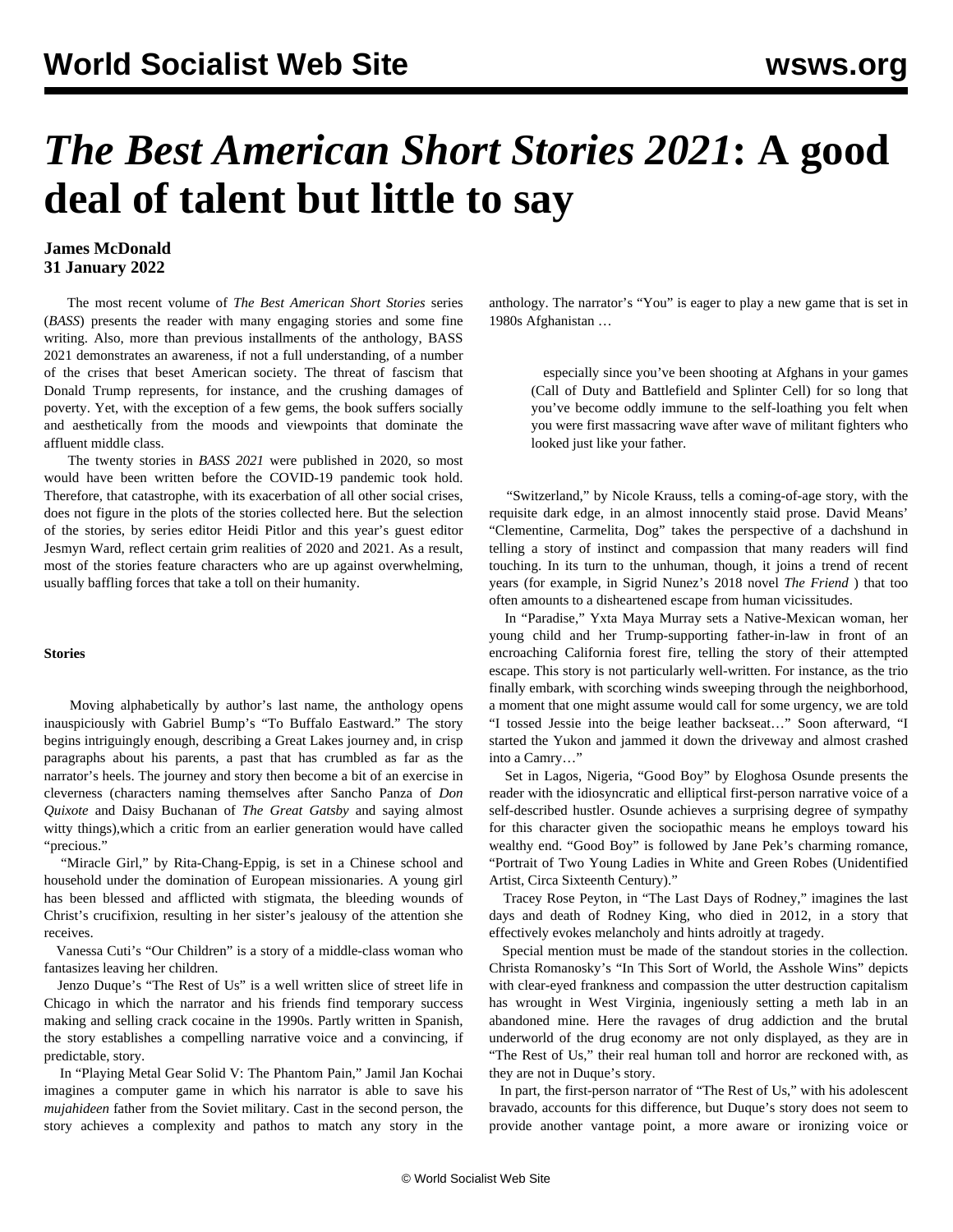# *The Best American Short Stories 2021*: A good deal of talent but little to say

**James McDonald**
**31 January 2022**

The most recent volume of *The Best American Short Stories* series (*BASS*) presents the reader with many engaging stories and some fine writing. Also, more than previous installments of the anthology, BASS 2021 demonstrates an awareness, if not a full understanding, of a number of the crises that beset American society. The threat of fascism that Donald Trump represents, for instance, and the crushing damages of poverty. Yet, with the exception of a few gems, the book suffers socially and aesthetically from the moods and viewpoints that dominate the affluent middle class.

The twenty stories in *BASS 2021* were published in 2020, so most would have been written before the COVID-19 pandemic took hold. Therefore, that catastrophe, with its exacerbation of all other social crises, does not figure in the plots of the stories collected here. But the selection of the stories, by series editor Heidi Pitlor and this year's guest editor Jesmyn Ward, reflect certain grim realities of 2020 and 2021. As a result, most of the stories feature characters who are up against overwhelming, usually baffling forces that take a toll on their humanity.

**Stories**

Moving alphabetically by author's last name, the anthology opens inauspiciously with Gabriel Bump's "To Buffalo Eastward." The story begins intriguingly enough, describing a Great Lakes journey and, in crisp paragraphs about his parents, a past that has crumbled as far as the narrator's heels. The journey and story then become a bit of an exercise in cleverness (characters naming themselves after Sancho Panza of *Don Quixote* and Daisy Buchanan of *The Great Gatsby* and saying almost witty things),which a critic from an earlier generation would have called "precious."

"Miracle Girl," by Rita-Chang-Eppig, is set in a Chinese school and household under the domination of European missionaries. A young girl has been blessed and afflicted with stigmata, the bleeding wounds of Christ's crucifixion, resulting in her sister's jealousy of the attention she receives.

Vanessa Cuti's "Our Children" is a story of a middle-class woman who fantasizes leaving her children.

Jenzo Duque's "The Rest of Us" is a well written slice of street life in Chicago in which the narrator and his friends find temporary success making and selling crack cocaine in the 1990s. Partly written in Spanish, the story establishes a compelling narrative voice and a convincing, if predictable, story.

In "Playing Metal Gear Solid V: The Phantom Pain," Jamil Jan Kochai imagines a computer game in which his narrator is able to save his *mujahideen* father from the Soviet military. Cast in the second person, the story achieves a complexity and pathos to match any story in the anthology. The narrator's "You" is eager to play a new game that is set in 1980s Afghanistan …

> especially since you've been shooting at Afghans in your games (Call of Duty and Battlefield and Splinter Cell) for so long that you've become oddly immune to the self-loathing you felt when you were first massacring wave after wave of militant fighters who looked just like your father.

"Switzerland," by Nicole Krauss, tells a coming-of-age story, with the requisite dark edge, in an almost innocently staid prose. David Means' "Clementine, Carmelita, Dog" takes the perspective of a dachshund in telling a story of instinct and compassion that many readers will find touching. In its turn to the unhuman, though, it joins a trend of recent years (for example, in Sigrid Nunez's 2018 novel *The Friend* ) that too often amounts to a disheartened escape from human vicissitudes.

In "Paradise," Yxta Maya Murray sets a Native-Mexican woman, her young child and her Trump-supporting father-in-law in front of an encroaching California forest fire, telling the story of their attempted escape. This story is not particularly well-written. For instance, as the trio finally embark, with scorching winds sweeping through the neighborhood, a moment that one might assume would call for some urgency, we are told "I tossed Jessie into the beige leather backseat…" Soon afterward, "I started the Yukon and jammed it down the driveway and almost crashed into a Camry…"

Set in Lagos, Nigeria, "Good Boy" by Eloghosa Osunde presents the reader with the idiosyncratic and elliptical first-person narrative voice of a self-described hustler. Osunde achieves a surprising degree of sympathy for this character given the sociopathic means he employs toward his wealthy end. "Good Boy" is followed by Jane Pek's charming romance, "Portrait of Two Young Ladies in White and Green Robes (Unidentified Artist, Circa Sixteenth Century)."

Tracey Rose Peyton, in "The Last Days of Rodney," imagines the last days and death of Rodney King, who died in 2012, in a story that effectively evokes melancholy and hints adroitly at tragedy.

Special mention must be made of the standout stories in the collection. Christa Romanosky's "In This Sort of World, the Asshole Wins" depicts with clear-eyed frankness and compassion the utter destruction capitalism has wrought in West Virginia, ingeniously setting a meth lab in an abandoned mine. Here the ravages of drug addiction and the brutal underworld of the drug economy are not only displayed, as they are in "The Rest of Us," their real human toll and horror are reckoned with, as they are not in Duque's story.

In part, the first-person narrator of "The Rest of Us," with his adolescent bravado, accounts for this difference, but Duque's story does not seem to provide another vantage point, a more aware or ironizing voice or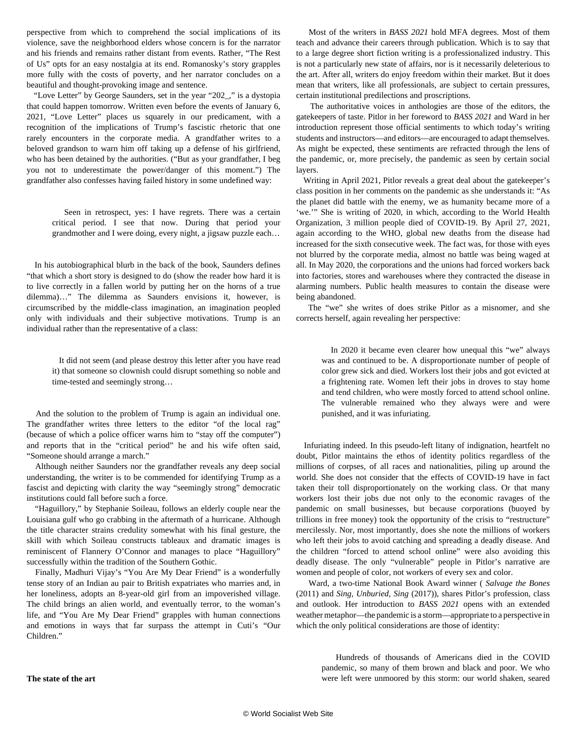perspective from which to comprehend the social implications of its violence, save the neighborhood elders whose concern is for the narrator and his friends and remains rather distant from events. Rather, "The Rest of Us" opts for an easy nostalgia at its end. Romanosky's story grapples more fully with the costs of poverty, and her narrator concludes on a beautiful and thought-provoking image and sentence.

"Love Letter" by George Saunders, set in the year "202_," is a dystopia that could happen tomorrow. Written even before the events of January 6, 2021, "Love Letter" places us squarely in our predicament, with a recognition of the implications of Trump's fascistic rhetoric that one rarely encounters in the corporate media. A grandfather writes to a beloved grandson to warn him off taking up a defense of his girlfriend, who has been detained by the authorities. ("But as your grandfather, I beg you not to underestimate the power/danger of this moment.") The grandfather also confesses having failed history in some undefined way:

> Seen in retrospect, yes: I have regrets. There was a certain critical period. I see that now. During that period your grandmother and I were doing, every night, a jigsaw puzzle each…

In his autobiographical blurb in the back of the book, Saunders defines "that which a short story is designed to do (show the reader how hard it is to live correctly in a fallen world by putting her on the horns of a true dilemma)…" The dilemma as Saunders envisions it, however, is circumscribed by the middle-class imagination, an imagination peopled only with individuals and their subjective motivations. Trump is an individual rather than the representative of a class:

> It did not seem (and please destroy this letter after you have read it) that someone so clownish could disrupt something so noble and time-tested and seemingly strong…

And the solution to the problem of Trump is again an individual one. The grandfather writes three letters to the editor "of the local rag" (because of which a police officer warns him to "stay off the computer") and reports that in the "critical period" he and his wife often said, "Someone should arrange a march."

Although neither Saunders nor the grandfather reveals any deep social understanding, the writer is to be commended for identifying Trump as a fascist and depicting with clarity the way "seemingly strong" democratic institutions could fall before such a force.

"Haguillory," by Stephanie Soileau, follows an elderly couple near the Louisiana gulf who go crabbing in the aftermath of a hurricane. Although the title character strains credulity somewhat with his final gesture, the skill with which Soileau constructs tableaux and dramatic images is reminiscent of Flannery O'Connor and manages to place "Haguillory" successfully within the tradition of the Southern Gothic.

Finally, Madhuri Vijay's "You Are My Dear Friend" is a wonderfully tense story of an Indian au pair to British expatriates who marries and, in her loneliness, adopts an 8-year-old girl from an impoverished village. The child brings an alien world, and eventually terror, to the woman's life, and "You Are My Dear Friend" grapples with human connections and emotions in ways that far surpass the attempt in Cuti's "Our Children."

**The state of the art**

Most of the writers in *BASS 2021* hold MFA degrees. Most of them teach and advance their careers through publication. Which is to say that to a large degree short fiction writing is a professionalized industry. This is not a particularly new state of affairs, nor is it necessarily deleterious to the art. After all, writers do enjoy freedom within their market. But it does mean that writers, like all professionals, are subject to certain pressures, certain institutional predilections and proscriptions.

The authoritative voices in anthologies are those of the editors, the gatekeepers of taste. Pitlor in her foreword to *BASS 2021* and Ward in her introduction represent those official sentiments to which today's writing students and instructors—and editors—are encouraged to adapt themselves. As might be expected, these sentiments are refracted through the lens of the pandemic, or, more precisely, the pandemic as seen by certain social layers.

Writing in April 2021, Pitlor reveals a great deal about the gatekeeper's class position in her comments on the pandemic as she understands it: "As the planet did battle with the enemy, we as humanity became more of a 'we.'" She is writing of 2020, in which, according to the World Health Organization, 3 million people died of COVID-19. By April 27, 2021, again according to the WHO, global new deaths from the disease had increased for the sixth consecutive week. The fact was, for those with eyes not blurred by the corporate media, almost no battle was being waged at all. In May 2020, the corporations and the unions had forced workers back into factories, stores and warehouses where they contracted the disease in alarming numbers. Public health measures to contain the disease were being abandoned.

The "we" she writes of does strike Pitlor as a misnomer, and she corrects herself, again revealing her perspective:

> In 2020 it became even clearer how unequal this "we" always was and continued to be. A disproportionate number of people of color grew sick and died. Workers lost their jobs and got evicted at a frightening rate. Women left their jobs in droves to stay home and tend children, who were mostly forced to attend school online. The vulnerable remained who they always were and were punished, and it was infuriating.

Infuriating indeed. In this pseudo-left litany of indignation, heartfelt no doubt, Pitlor maintains the ethos of identity politics regardless of the millions of corpses, of all races and nationalities, piling up around the world. She does not consider that the effects of COVID-19 have in fact taken their toll disproportionately on the working class. Or that many workers lost their jobs due not only to the economic ravages of the pandemic on small businesses, but because corporations (buoyed by trillions in free money) took the opportunity of the crisis to "restructure" mercilessly. Nor, most importantly, does she note the millions of workers who left their jobs to avoid catching and spreading a deadly disease. And the children "forced to attend school online" were also avoiding this deadly disease. The only "vulnerable" people in Pitlor's narrative are women and people of color, not workers of every sex and color.

Ward, a two-time National Book Award winner ( *Salvage the Bones* (2011) and *Sing, Unburied, Sing* (2017)), shares Pitlor's profession, class and outlook. Her introduction to *BASS 2021* opens with an extended weather metaphor—the pandemic is a storm—appropriate to a perspective in which the only political considerations are those of identity:

> Hundreds of thousands of Americans died in the COVID pandemic, so many of them brown and black and poor. We who were left were unmoored by this storm: our world shaken, seared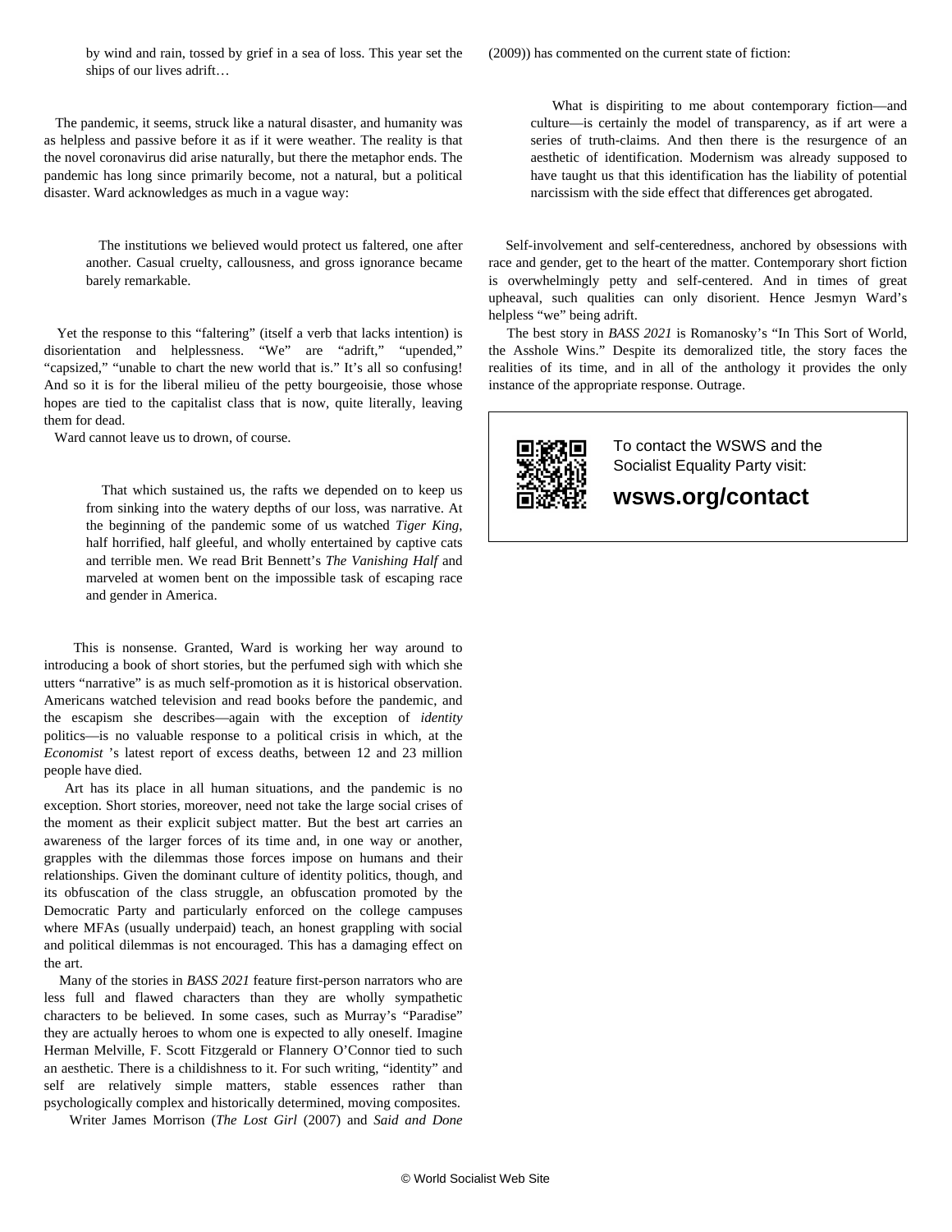by wind and rain, tossed by grief in a sea of loss. This year set the ships of our lives adrift…

The pandemic, it seems, struck like a natural disaster, and humanity was as helpless and passive before it as if it were weather. The reality is that the novel coronavirus did arise naturally, but there the metaphor ends. The pandemic has long since primarily become, not a natural, but a political disaster. Ward acknowledges as much in a vague way:

> The institutions we believed would protect us faltered, one after another. Casual cruelty, callousness, and gross ignorance became barely remarkable.

Yet the response to this "faltering" (itself a verb that lacks intention) is disorientation and helplessness. "We" are "adrift," "upended," "capsized," "unable to chart the new world that is." It's all so confusing! And so it is for the liberal milieu of the petty bourgeoisie, those whose hopes are tied to the capitalist class that is now, quite literally, leaving them for dead.

Ward cannot leave us to drown, of course.

> That which sustained us, the rafts we depended on to keep us from sinking into the watery depths of our loss, was narrative. At the beginning of the pandemic some of us watched *Tiger King*, half horrified, half gleeful, and wholly entertained by captive cats and terrible men. We read Brit Bennett's *The Vanishing Half* and marveled at women bent on the impossible task of escaping race and gender in America.

This is nonsense. Granted, Ward is working her way around to introducing a book of short stories, but the perfumed sigh with which she utters "narrative" is as much self-promotion as it is historical observation. Americans watched television and read books before the pandemic, and the escapism she describes—again with the exception of *identity* politics—is no valuable response to a political crisis in which, at the *Economist* 's latest report of excess deaths, between 12 and 23 million people have died.

Art has its place in all human situations, and the pandemic is no exception. Short stories, moreover, need not take the large social crises of the moment as their explicit subject matter. But the best art carries an awareness of the larger forces of its time and, in one way or another, grapples with the dilemmas those forces impose on humans and their relationships. Given the dominant culture of identity politics, though, and its obfuscation of the class struggle, an obfuscation promoted by the Democratic Party and particularly enforced on the college campuses where MFAs (usually underpaid) teach, an honest grappling with social and political dilemmas is not encouraged. This has a damaging effect on the art.

Many of the stories in *BASS 2021* feature first-person narrators who are less full and flawed characters than they are wholly sympathetic characters to be believed. In some cases, such as Murray's "Paradise" they are actually heroes to whom one is expected to ally oneself. Imagine Herman Melville, F. Scott Fitzgerald or Flannery O'Connor tied to such an aesthetic. There is a childishness to it. For such writing, "identity" and self are relatively simple matters, stable essences rather than psychologically complex and historically determined, moving composites.

Writer James Morrison (*The Lost Girl* (2007) and *Said and Done* (2009)) has commented on the current state of fiction:

> What is dispiriting to me about contemporary fiction—and culture—is certainly the model of transparency, as if art were a series of truth-claims. And then there is the resurgence of an aesthetic of identification. Modernism was already supposed to have taught us that this identification has the liability of potential narcissism with the side effect that differences get abrogated.

Self-involvement and self-centeredness, anchored by obsessions with race and gender, get to the heart of the matter. Contemporary short fiction is overwhelmingly petty and self-centered. And in times of great upheaval, such qualities can only disorient. Hence Jesmyn Ward's helpless "we" being adrift.

The best story in *BASS 2021* is Romanosky's "In This Sort of World, the Asshole Wins." Despite its demoralized title, the story faces the realities of its time, and in all of the anthology it provides the only instance of the appropriate response. Outrage.

To contact the WSWS and the Socialist Equality Party visit:

**wsws.org/contact**